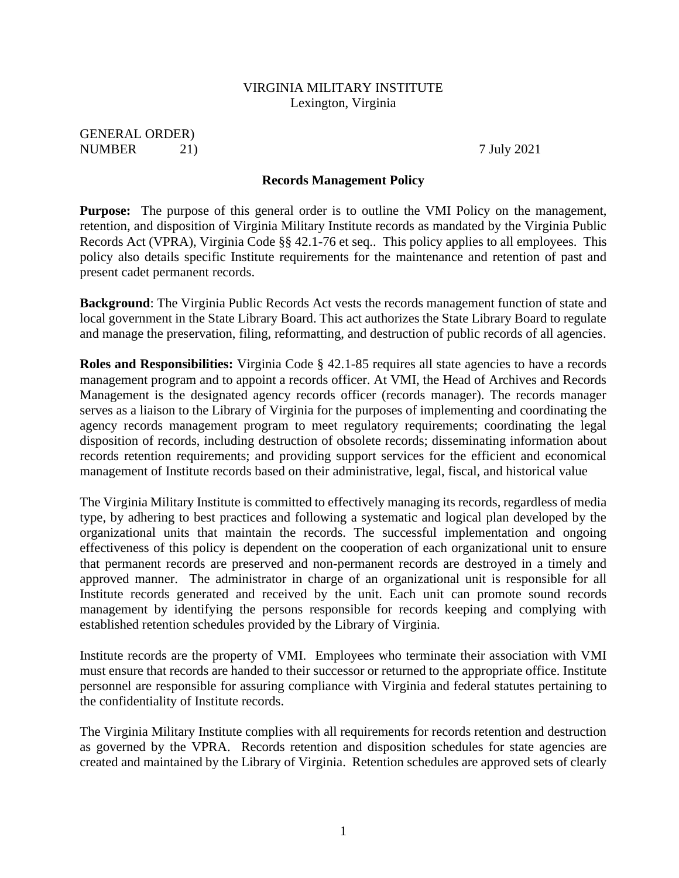VIRGINIA MILITARY INSTITUTE
Lexington, Virginia

GENERAL ORDER)
NUMBER 21) 7 July 2021

**Records Management Policy**

**Purpose:** The purpose of this general order is to outline the VMI Policy on the management, retention, and disposition of Virginia Military Institute records as mandated by the Virginia Public Records Act (VPRA), Virginia Code §§ 42.1-76 et seq.. This policy applies to all employees. This policy also details specific Institute requirements for the maintenance and retention of past and present cadet permanent records.

**Background**: The Virginia Public Records Act vests the records management function of state and local government in the State Library Board. This act authorizes the State Library Board to regulate and manage the preservation, filing, reformatting, and destruction of public records of all agencies.

**Roles and Responsibilities:** Virginia Code § 42.1-85 requires all state agencies to have a records management program and to appoint a records officer. At VMI, the Head of Archives and Records Management is the designated agency records officer (records manager). The records manager serves as a liaison to the Library of Virginia for the purposes of implementing and coordinating the agency records management program to meet regulatory requirements; coordinating the legal disposition of records, including destruction of obsolete records; disseminating information about records retention requirements; and providing support services for the efficient and economical management of Institute records based on their administrative, legal, fiscal, and historical value

The Virginia Military Institute is committed to effectively managing its records, regardless of media type, by adhering to best practices and following a systematic and logical plan developed by the organizational units that maintain the records. The successful implementation and ongoing effectiveness of this policy is dependent on the cooperation of each organizational unit to ensure that permanent records are preserved and non-permanent records are destroyed in a timely and approved manner. The administrator in charge of an organizational unit is responsible for all Institute records generated and received by the unit. Each unit can promote sound records management by identifying the persons responsible for records keeping and complying with established retention schedules provided by the Library of Virginia.

Institute records are the property of VMI. Employees who terminate their association with VMI must ensure that records are handed to their successor or returned to the appropriate office. Institute personnel are responsible for assuring compliance with Virginia and federal statutes pertaining to the confidentiality of Institute records.

The Virginia Military Institute complies with all requirements for records retention and destruction as governed by the VPRA. Records retention and disposition schedules for state agencies are created and maintained by the Library of Virginia. Retention schedules are approved sets of clearly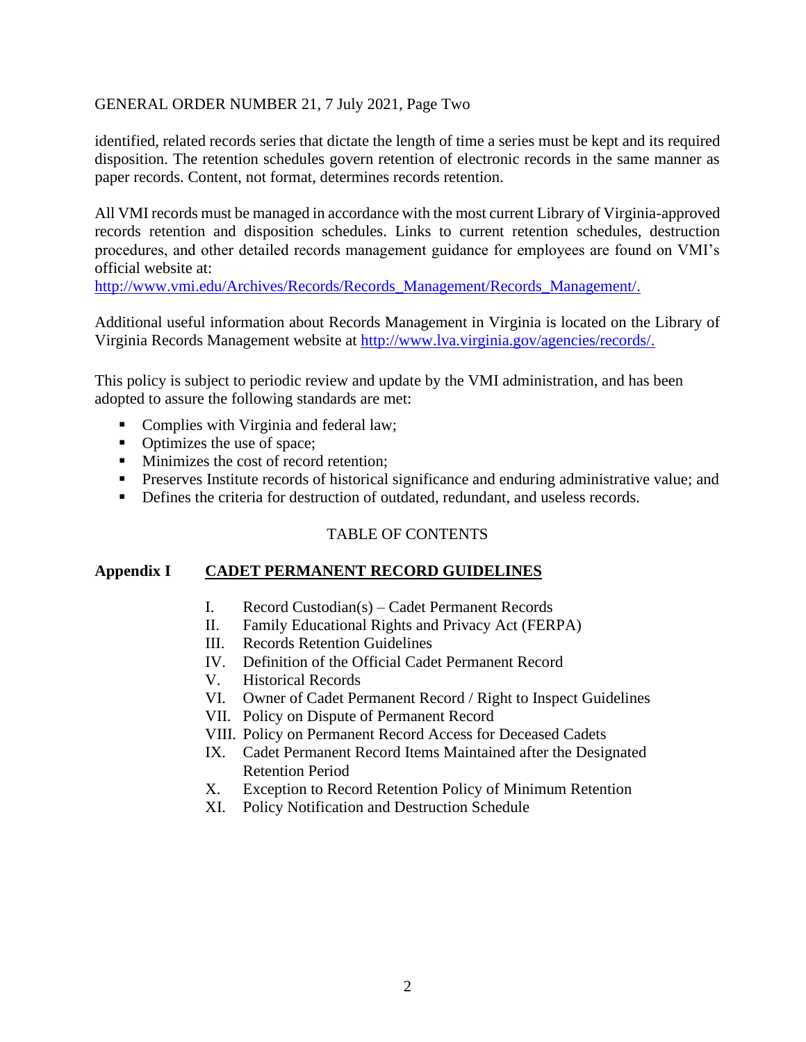identified, related records series that dictate the length of time a series must be kept and its required disposition. The retention schedules govern retention of electronic records in the same manner as paper records. Content, not format, determines records retention.

All VMI records must be managed in accordance with the most current Library of Virginia-approved records retention and disposition schedules. Links to current retention schedules, destruction procedures, and other detailed records management guidance for employees are found on VMI's official website at: [http://www.vmi.edu/Archives/Records/Records_Management/Records_Management/.](http://www.vmi.edu/Archives/Records/Records_Management/Records_Management/)

Additional useful information about Records Management in Virginia is located on the Library of Virginia Records Management website at [http://www.lva.virginia.gov/agencies/records/.](http://www.lva.virginia.gov/agencies/records/)

This policy is subject to periodic review and update by the VMI administration, and has been adopted to assure the following standards are met:

- Complies with Virginia and federal law;
- Optimizes the use of space;
- Minimizes the cost of record retention;
- Preserves Institute records of historical significance and enduring administrative value; and
- Defines the criteria for destruction of outdated, redundant, and useless records.

## TABLE OF CONTENTS

**Appendix I** **CADET PERMANENT RECORD GUIDELINES**

I. Record Custodian(s) – Cadet Permanent Records
II. Family Educational Rights and Privacy Act (FERPA)
III. Records Retention Guidelines
IV. Definition of the Official Cadet Permanent Record
V. Historical Records
VI. Owner of Cadet Permanent Record / Right to Inspect Guidelines
VII. Policy on Dispute of Permanent Record
VIII. Policy on Permanent Record Access for Deceased Cadets
IX. Cadet Permanent Record Items Maintained after the Designated Retention Period
X. Exception to Record Retention Policy of Minimum Retention
XI. Policy Notification and Destruction Schedule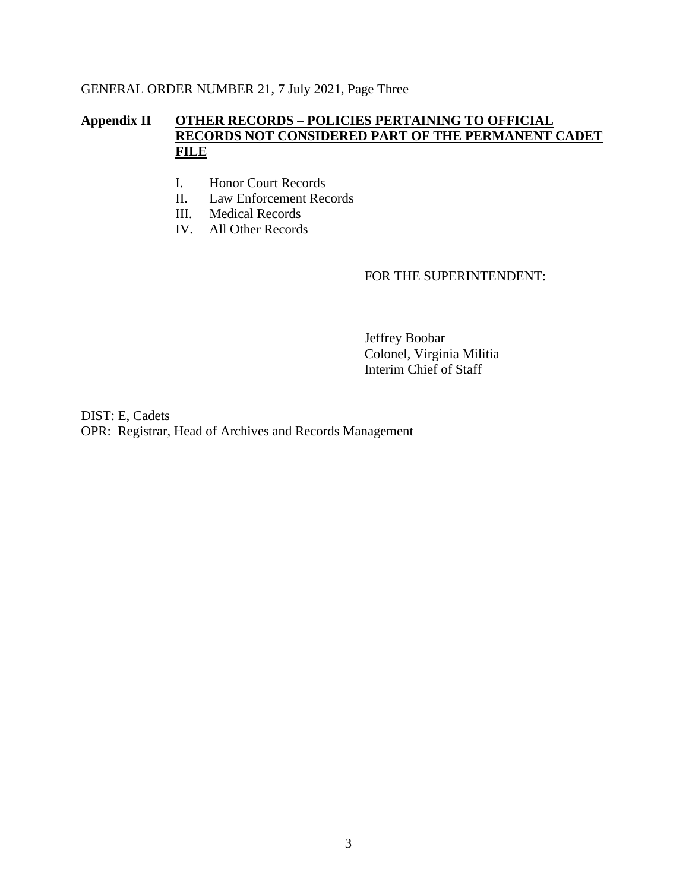GENERAL ORDER NUMBER 21, 7 July 2021, Page Three

**Appendix II** **OTHER RECORDS – POLICIES PERTAINING TO OFFICIAL RECORDS NOT CONSIDERED PART OF THE PERMANENT CADET FILE**

I. Honor Court Records
II. Law Enforcement Records
III. Medical Records
IV. All Other Records

FOR THE SUPERINTENDENT:

Jeffrey Boobar
Colonel, Virginia Militia
Interim Chief of Staff

DIST: E, Cadets
OPR: Registrar, Head of Archives and Records Management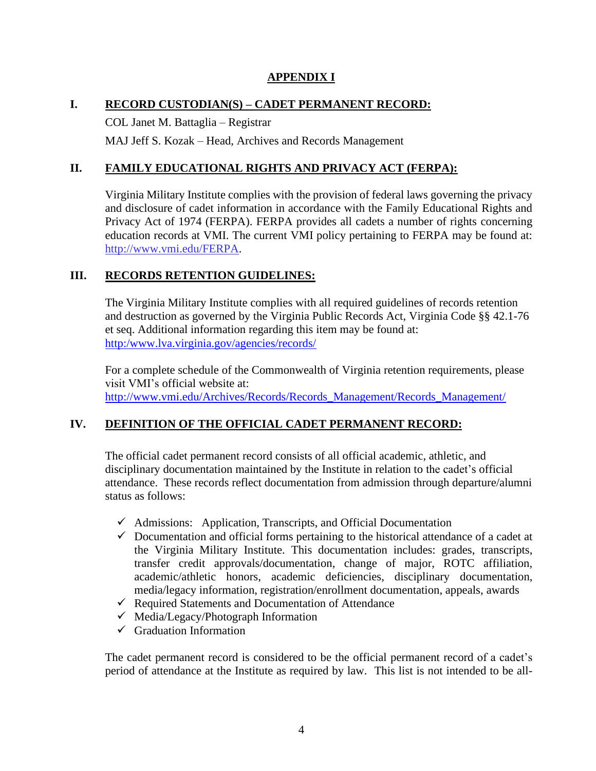# APPENDIX I

## I. RECORD CUSTODIAN(S) – CADET PERMANENT RECORD:

COL Janet M. Battaglia – Registrar

MAJ Jeff S. Kozak – Head, Archives and Records Management

## II. FAMILY EDUCATIONAL RIGHTS AND PRIVACY ACT (FERPA):

Virginia Military Institute complies with the provision of federal laws governing the privacy and disclosure of cadet information in accordance with the Family Educational Rights and Privacy Act of 1974 (FERPA). FERPA provides all cadets a number of rights concerning education records at VMI. The current VMI policy pertaining to FERPA may be found at: http://www.vmi.edu/FERPA.

## III. RECORDS RETENTION GUIDELINES:

The Virginia Military Institute complies with all required guidelines of records retention and destruction as governed by the Virginia Public Records Act, Virginia Code §§ 42.1-76 et seq. Additional information regarding this item may be found at: http:/www.lva.virginia.gov/agencies/records/

For a complete schedule of the Commonwealth of Virginia retention requirements, please visit VMI's official website at: http://www.vmi.edu/Archives/Records/Records_Management/Records_Management/

## IV. DEFINITION OF THE OFFICIAL CADET PERMANENT RECORD:

The official cadet permanent record consists of all official academic, athletic, and disciplinary documentation maintained by the Institute in relation to the cadet's official attendance. These records reflect documentation from admission through departure/alumni status as follows:

- ✓ Admissions: Application, Transcripts, and Official Documentation
- ✓ Documentation and official forms pertaining to the historical attendance of a cadet at the Virginia Military Institute. This documentation includes: grades, transcripts, transfer credit approvals/documentation, change of major, ROTC affiliation, academic/athletic honors, academic deficiencies, disciplinary documentation, media/legacy information, registration/enrollment documentation, appeals, awards
- ✓ Required Statements and Documentation of Attendance
- ✓ Media/Legacy/Photograph Information
- ✓ Graduation Information

The cadet permanent record is considered to be the official permanent record of a cadet's period of attendance at the Institute as required by law. This list is not intended to be all-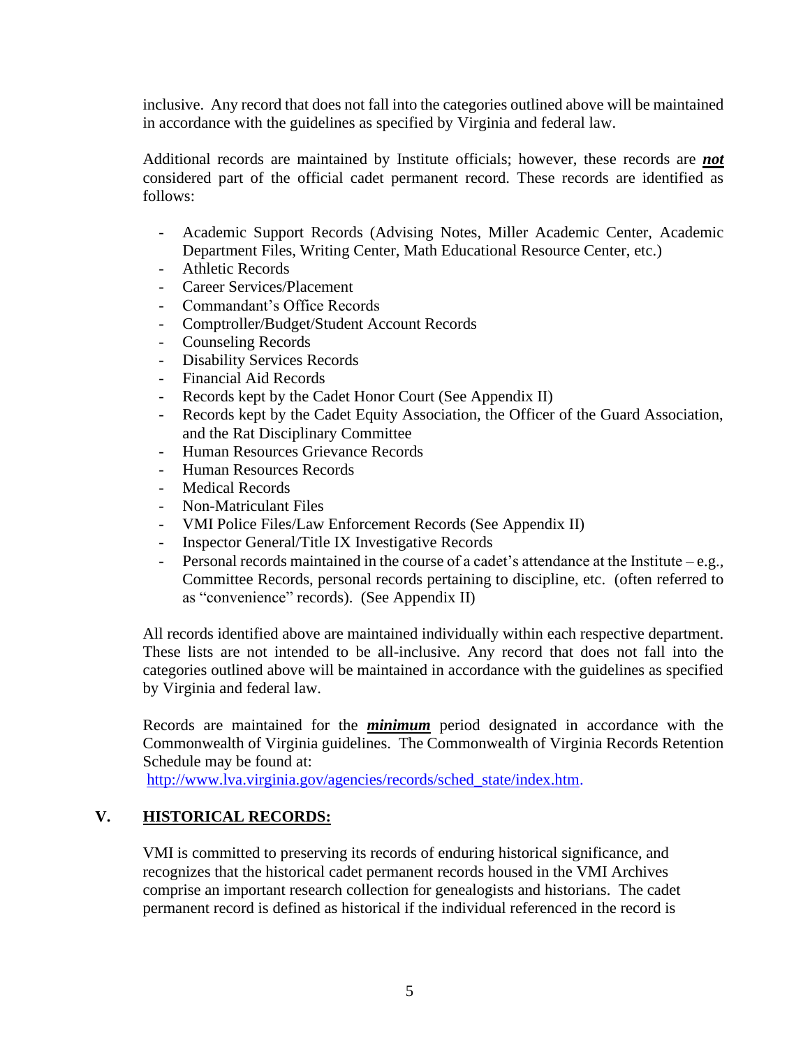inclusive. Any record that does not fall into the categories outlined above will be maintained in accordance with the guidelines as specified by Virginia and federal law.

Additional records are maintained by Institute officials; however, these records are ***not*** considered part of the official cadet permanent record. These records are identified as follows:

- Academic Support Records (Advising Notes, Miller Academic Center, Academic Department Files, Writing Center, Math Educational Resource Center, etc.)
- Athletic Records
- Career Services/Placement
- Commandant's Office Records
- Comptroller/Budget/Student Account Records
- Counseling Records
- Disability Services Records
- Financial Aid Records
- Records kept by the Cadet Honor Court (See Appendix II)
- Records kept by the Cadet Equity Association, the Officer of the Guard Association, and the Rat Disciplinary Committee
- Human Resources Grievance Records
- Human Resources Records
- Medical Records
- Non-Matriculant Files
- VMI Police Files/Law Enforcement Records (See Appendix II)
- Inspector General/Title IX Investigative Records
- Personal records maintained in the course of a cadet's attendance at the Institute – e.g., Committee Records, personal records pertaining to discipline, etc. (often referred to as "convenience" records). (See Appendix II)

All records identified above are maintained individually within each respective department. These lists are not intended to be all-inclusive. Any record that does not fall into the categories outlined above will be maintained in accordance with the guidelines as specified by Virginia and federal law.

Records are maintained for the ***minimum*** period designated in accordance with the Commonwealth of Virginia guidelines. The Commonwealth of Virginia Records Retention Schedule may be found at:
http://www.lva.virginia.gov/agencies/records/sched_state/index.htm.

## V. HISTORICAL RECORDS:

VMI is committed to preserving its records of enduring historical significance, and recognizes that the historical cadet permanent records housed in the VMI Archives comprise an important research collection for genealogists and historians. The cadet permanent record is defined as historical if the individual referenced in the record is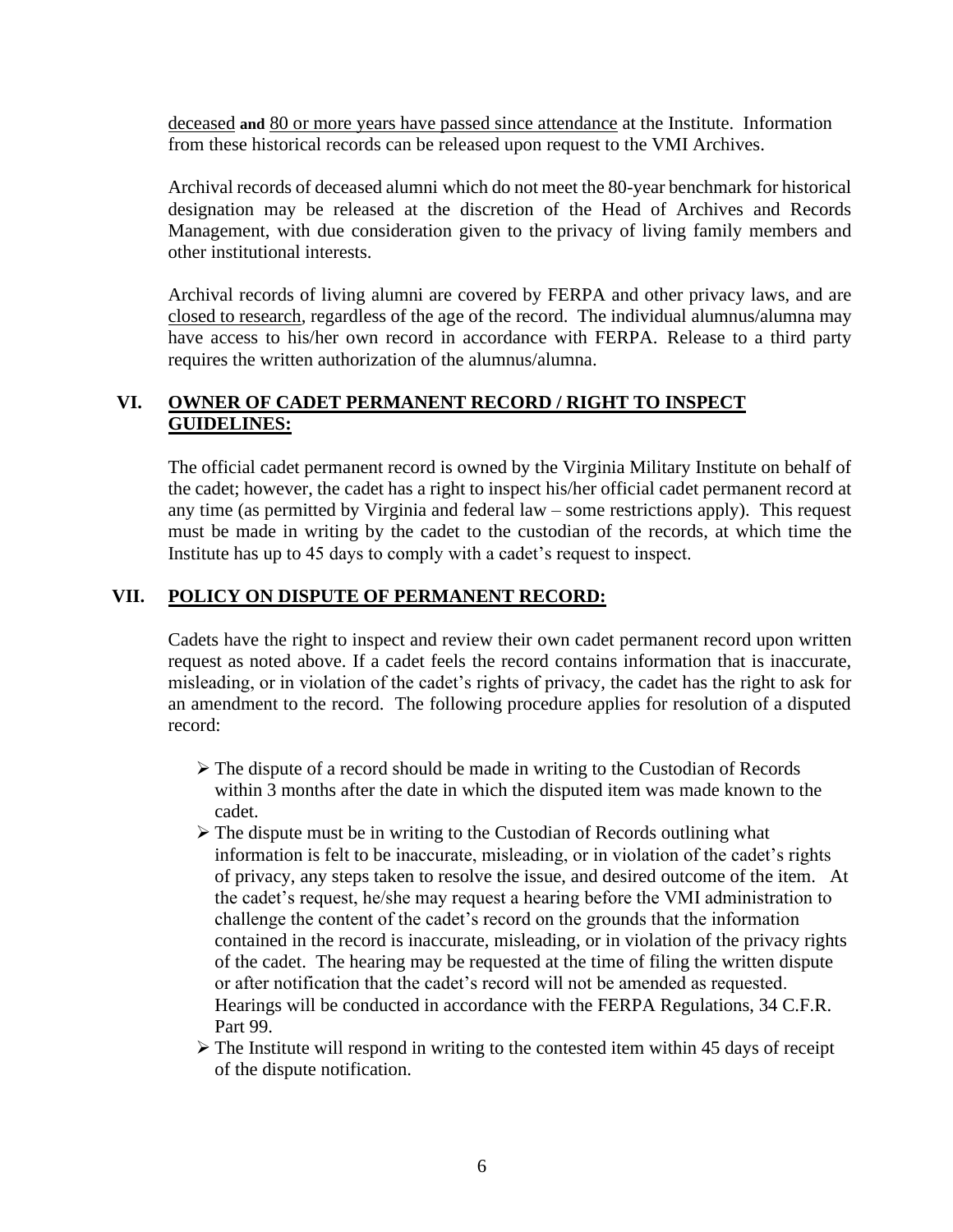deceased **and** 80 or more years have passed since attendance at the Institute. Information from these historical records can be released upon request to the VMI Archives.

Archival records of deceased alumni which do not meet the 80-year benchmark for historical designation may be released at the discretion of the Head of Archives and Records Management, with due consideration given to the privacy of living family members and other institutional interests.

Archival records of living alumni are covered by FERPA and other privacy laws, and are closed to research, regardless of the age of the record. The individual alumnus/alumna may have access to his/her own record in accordance with FERPA. Release to a third party requires the written authorization of the alumnus/alumna.

## VI. OWNER OF CADET PERMANENT RECORD / RIGHT TO INSPECT GUIDELINES:

The official cadet permanent record is owned by the Virginia Military Institute on behalf of the cadet; however, the cadet has a right to inspect his/her official cadet permanent record at any time (as permitted by Virginia and federal law – some restrictions apply). This request must be made in writing by the cadet to the custodian of the records, at which time the Institute has up to 45 days to comply with a cadet's request to inspect.

## VII. POLICY ON DISPUTE OF PERMANENT RECORD:

Cadets have the right to inspect and review their own cadet permanent record upon written request as noted above. If a cadet feels the record contains information that is inaccurate, misleading, or in violation of the cadet's rights of privacy, the cadet has the right to ask for an amendment to the record. The following procedure applies for resolution of a disputed record:

- The dispute of a record should be made in writing to the Custodian of Records within 3 months after the date in which the disputed item was made known to the cadet.
- The dispute must be in writing to the Custodian of Records outlining what information is felt to be inaccurate, misleading, or in violation of the cadet's rights of privacy, any steps taken to resolve the issue, and desired outcome of the item. At the cadet's request, he/she may request a hearing before the VMI administration to challenge the content of the cadet's record on the grounds that the information contained in the record is inaccurate, misleading, or in violation of the privacy rights of the cadet. The hearing may be requested at the time of filing the written dispute or after notification that the cadet's record will not be amended as requested. Hearings will be conducted in accordance with the FERPA Regulations, 34 C.F.R. Part 99.
- The Institute will respond in writing to the contested item within 45 days of receipt of the dispute notification.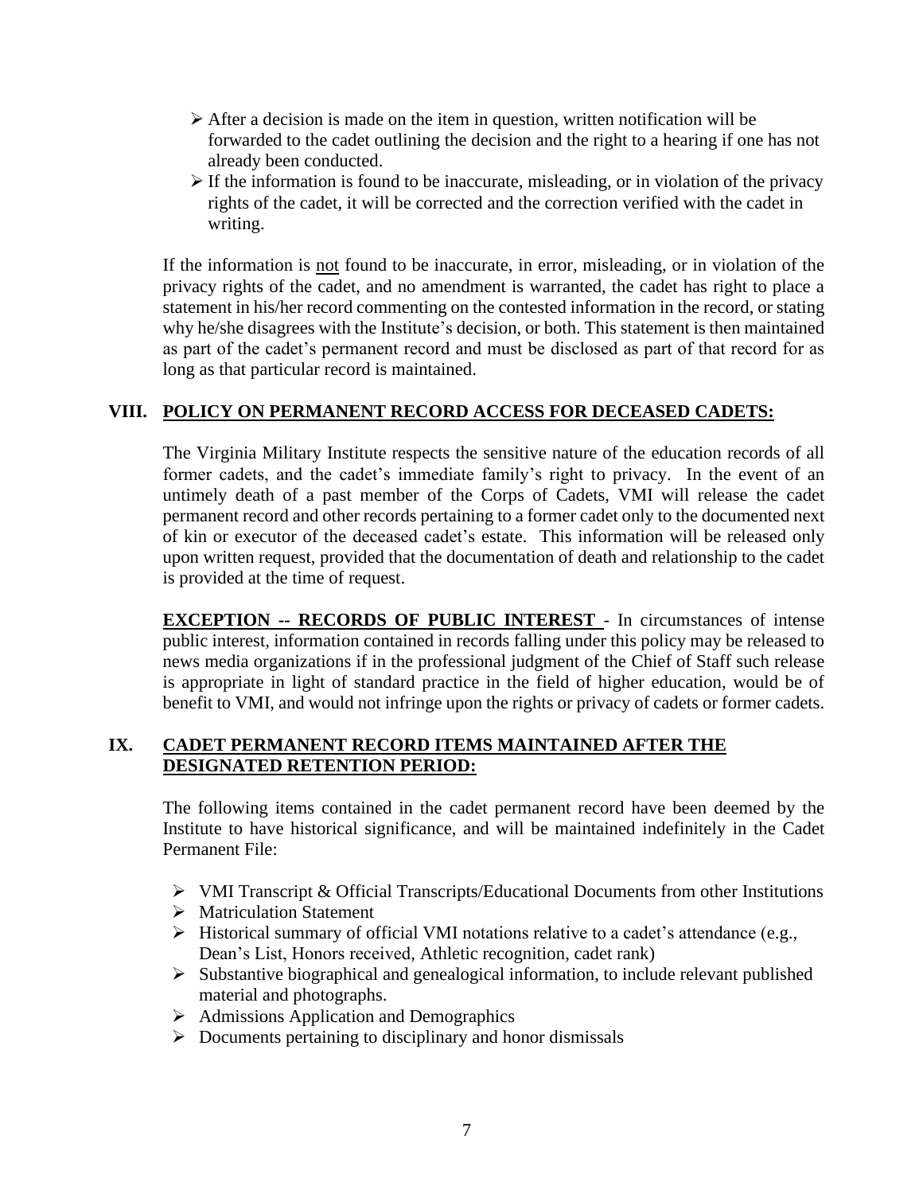- After a decision is made on the item in question, written notification will be forwarded to the cadet outlining the decision and the right to a hearing if one has not already been conducted.
- If the information is found to be inaccurate, misleading, or in violation of the privacy rights of the cadet, it will be corrected and the correction verified with the cadet in writing.

If the information is <u>not</u> found to be inaccurate, in error, misleading, or in violation of the privacy rights of the cadet, and no amendment is warranted, the cadet has right to place a statement in his/her record commenting on the contested information in the record, or stating why he/she disagrees with the Institute's decision, or both. This statement is then maintained as part of the cadet's permanent record and must be disclosed as part of that record for as long as that particular record is maintained.

## VIII. POLICY ON PERMANENT RECORD ACCESS FOR DECEASED CADETS:

The Virginia Military Institute respects the sensitive nature of the education records of all former cadets, and the cadet's immediate family's right to privacy. In the event of an untimely death of a past member of the Corps of Cadets, VMI will release the cadet permanent record and other records pertaining to a former cadet only to the documented next of kin or executor of the deceased cadet's estate. This information will be released only upon written request, provided that the documentation of death and relationship to the cadet is provided at the time of request.

**EXCEPTION -- RECORDS OF PUBLIC INTEREST** - In circumstances of intense public interest, information contained in records falling under this policy may be released to news media organizations if in the professional judgment of the Chief of Staff such release is appropriate in light of standard practice in the field of higher education, would be of benefit to VMI, and would not infringe upon the rights or privacy of cadets or former cadets.

## IX. CADET PERMANENT RECORD ITEMS MAINTAINED AFTER THE DESIGNATED RETENTION PERIOD:

The following items contained in the cadet permanent record have been deemed by the Institute to have historical significance, and will be maintained indefinitely in the Cadet Permanent File:

- VMI Transcript & Official Transcripts/Educational Documents from other Institutions
- Matriculation Statement
- Historical summary of official VMI notations relative to a cadet's attendance (e.g., Dean's List, Honors received, Athletic recognition, cadet rank)
- Substantive biographical and genealogical information, to include relevant published material and photographs.
- Admissions Application and Demographics
- Documents pertaining to disciplinary and honor dismissals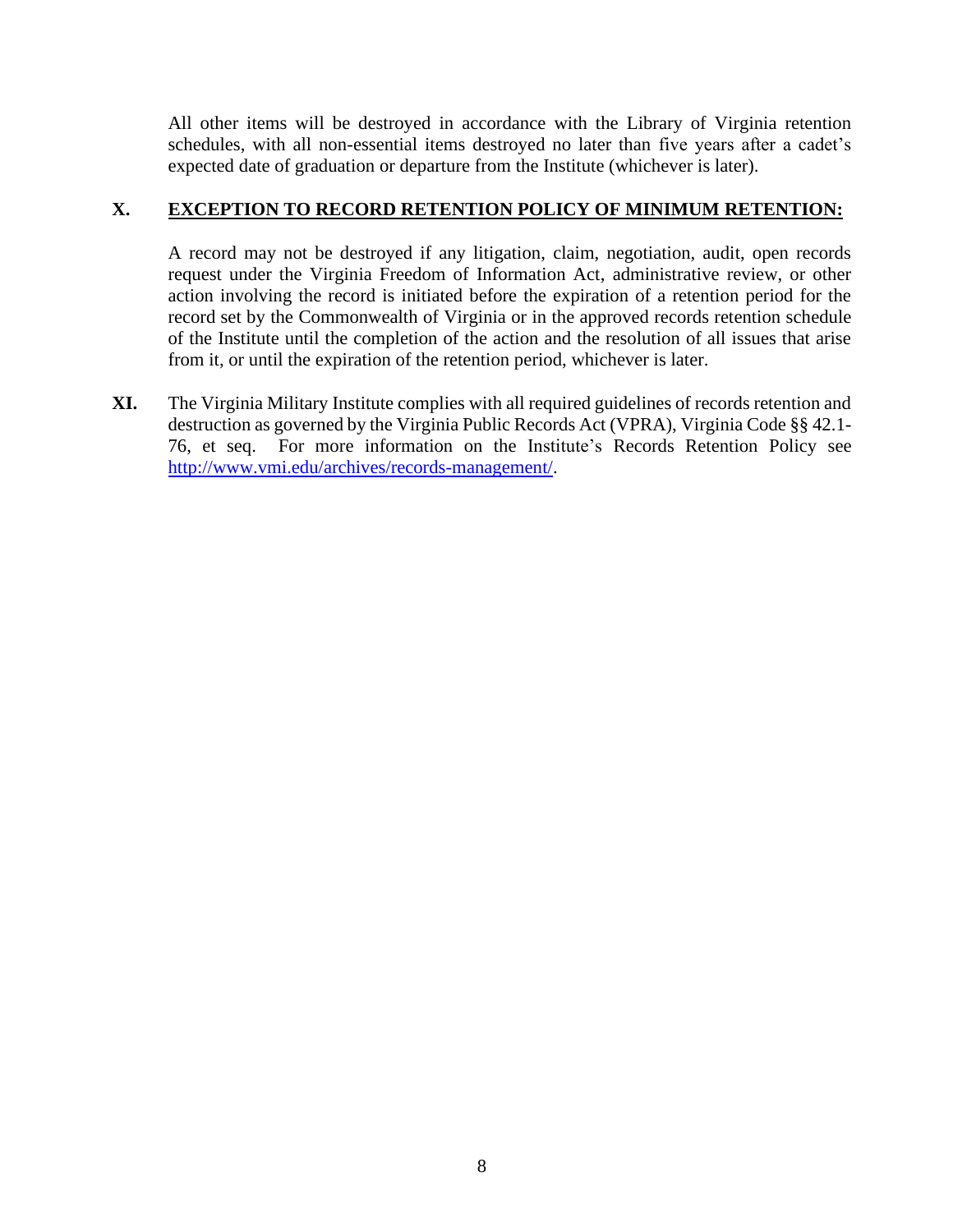All other items will be destroyed in accordance with the Library of Virginia retention schedules, with all non-essential items destroyed no later than five years after a cadet's expected date of graduation or departure from the Institute (whichever is later).

## X. EXCEPTION TO RECORD RETENTION POLICY OF MINIMUM RETENTION:

A record may not be destroyed if any litigation, claim, negotiation, audit, open records request under the Virginia Freedom of Information Act, administrative review, or other action involving the record is initiated before the expiration of a retention period for the record set by the Commonwealth of Virginia or in the approved records retention schedule of the Institute until the completion of the action and the resolution of all issues that arise from it, or until the expiration of the retention period, whichever is later.

**XI.** The Virginia Military Institute complies with all required guidelines of records retention and destruction as governed by the Virginia Public Records Act (VPRA), Virginia Code §§ 42.1-76, et seq. For more information on the Institute's Records Retention Policy see [http://www.vmi.edu/archives/records-management/](http://www.vmi.edu/archives/records-management/).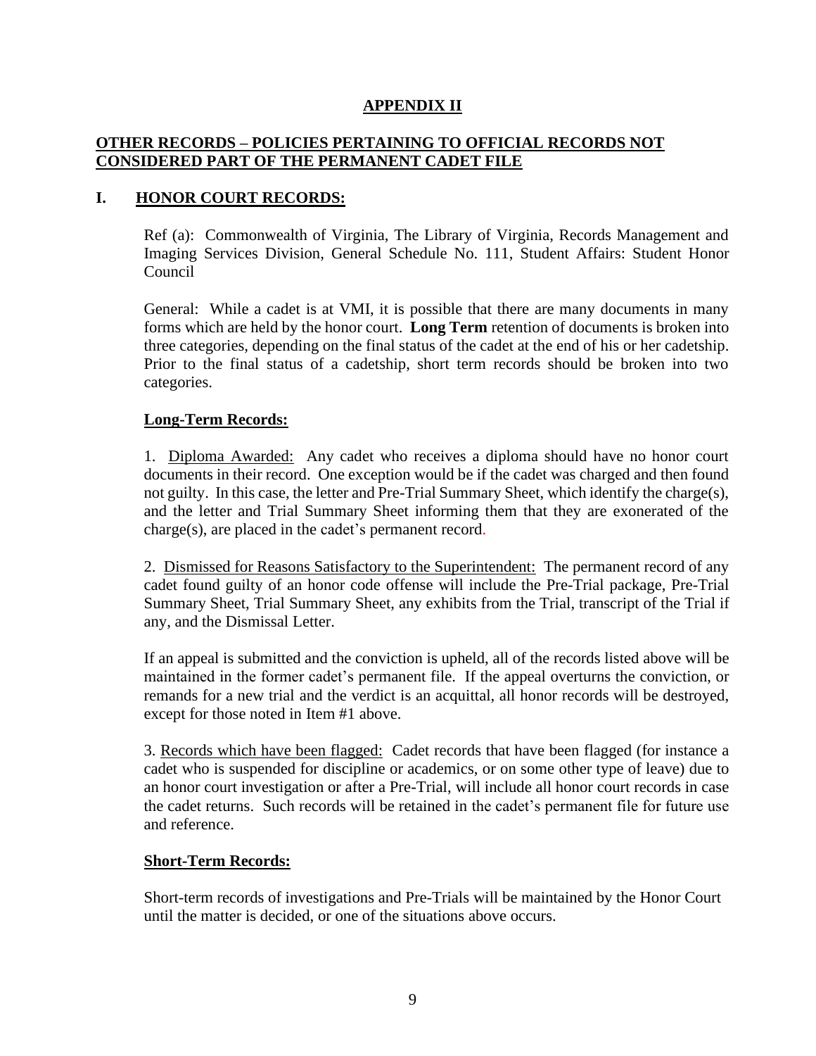# APPENDIX II

## OTHER RECORDS – POLICIES PERTAINING TO OFFICIAL RECORDS NOT CONSIDERED PART OF THE PERMANENT CADET FILE

## I. HONOR COURT RECORDS:

Ref (a): Commonwealth of Virginia, The Library of Virginia, Records Management and Imaging Services Division, General Schedule No. 111, Student Affairs: Student Honor Council

General: While a cadet is at VMI, it is possible that there are many documents in many forms which are held by the honor court. **Long Term** retention of documents is broken into three categories, depending on the final status of the cadet at the end of his or her cadetship. Prior to the final status of a cadetship, short term records should be broken into two categories.

### Long-Term Records:

1. Diploma Awarded: Any cadet who receives a diploma should have no honor court documents in their record. One exception would be if the cadet was charged and then found not guilty. In this case, the letter and Pre-Trial Summary Sheet, which identify the charge(s), and the letter and Trial Summary Sheet informing them that they are exonerated of the charge(s), are placed in the cadet's permanent record.

2. Dismissed for Reasons Satisfactory to the Superintendent: The permanent record of any cadet found guilty of an honor code offense will include the Pre-Trial package, Pre-Trial Summary Sheet, Trial Summary Sheet, any exhibits from the Trial, transcript of the Trial if any, and the Dismissal Letter.

If an appeal is submitted and the conviction is upheld, all of the records listed above will be maintained in the former cadet's permanent file. If the appeal overturns the conviction, or remands for a new trial and the verdict is an acquittal, all honor records will be destroyed, except for those noted in Item #1 above.

3. Records which have been flagged: Cadet records that have been flagged (for instance a cadet who is suspended for discipline or academics, or on some other type of leave) due to an honor court investigation or after a Pre-Trial, will include all honor court records in case the cadet returns. Such records will be retained in the cadet's permanent file for future use and reference.

### Short-Term Records:

Short-term records of investigations and Pre-Trials will be maintained by the Honor Court until the matter is decided, or one of the situations above occurs.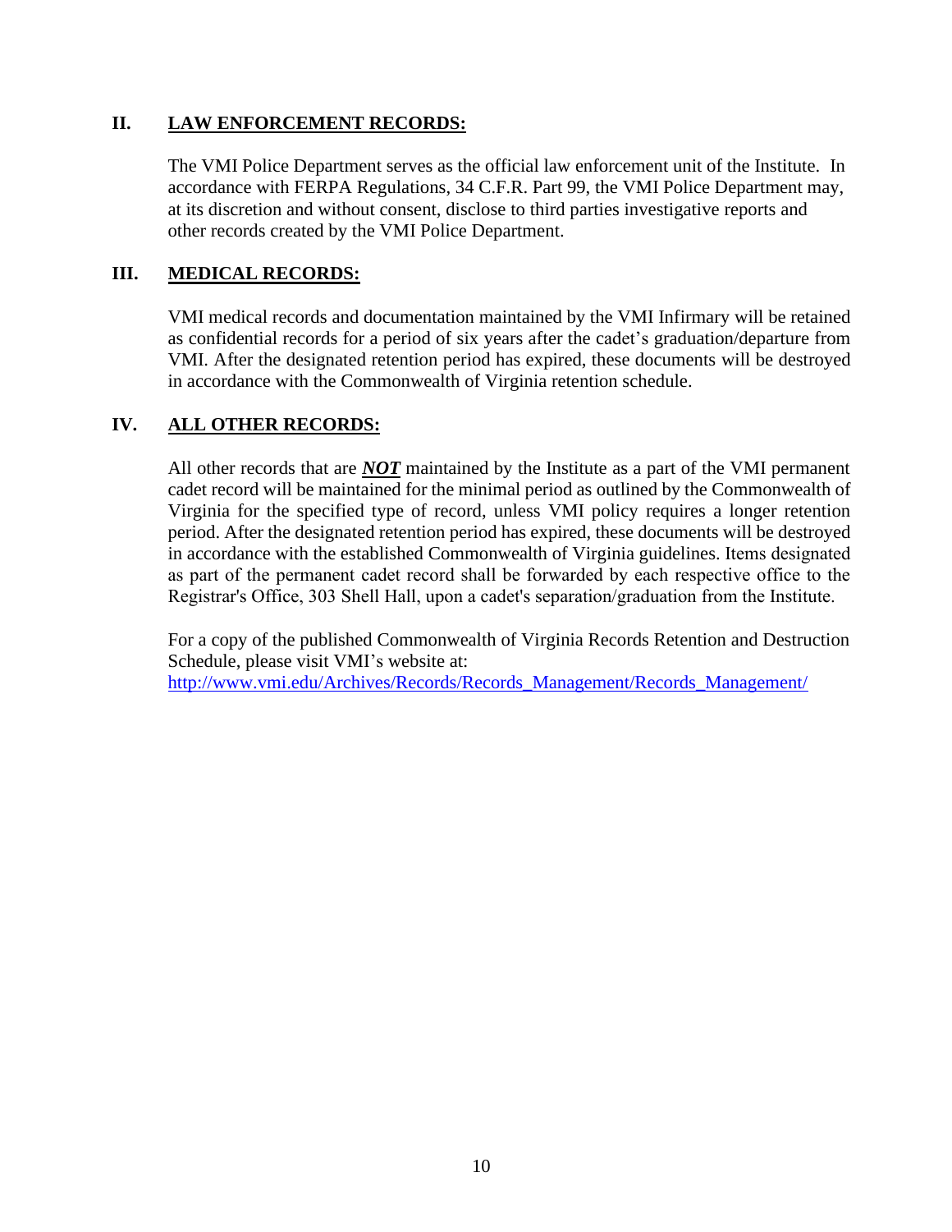## II. LAW ENFORCEMENT RECORDS:

The VMI Police Department serves as the official law enforcement unit of the Institute. In accordance with FERPA Regulations, 34 C.F.R. Part 99, the VMI Police Department may, at its discretion and without consent, disclose to third parties investigative reports and other records created by the VMI Police Department.

## III. MEDICAL RECORDS:

VMI medical records and documentation maintained by the VMI Infirmary will be retained as confidential records for a period of six years after the cadet's graduation/departure from VMI. After the designated retention period has expired, these documents will be destroyed in accordance with the Commonwealth of Virginia retention schedule.

## IV. ALL OTHER RECORDS:

All other records that are ***NOT*** maintained by the Institute as a part of the VMI permanent cadet record will be maintained for the minimal period as outlined by the Commonwealth of Virginia for the specified type of record, unless VMI policy requires a longer retention period. After the designated retention period has expired, these documents will be destroyed in accordance with the established Commonwealth of Virginia guidelines. Items designated as part of the permanent cadet record shall be forwarded by each respective office to the Registrar's Office, 303 Shell Hall, upon a cadet's separation/graduation from the Institute.

For a copy of the published Commonwealth of Virginia Records Retention and Destruction Schedule, please visit VMI's website at: http://www.vmi.edu/Archives/Records/Records_Management/Records_Management/